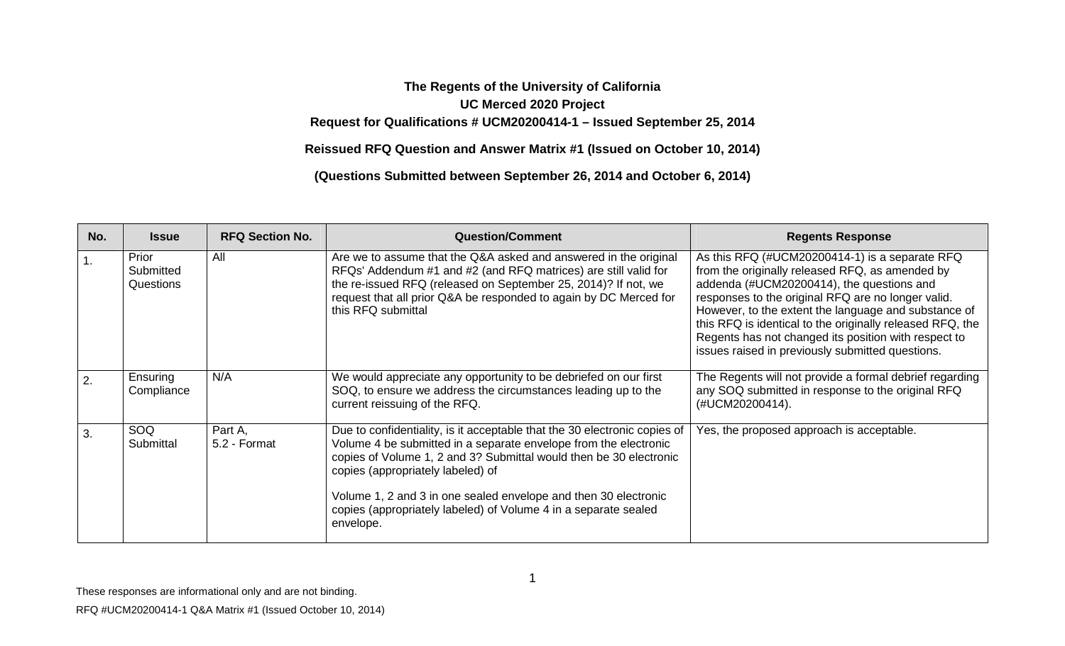**The Regents of the University of California**

**UC Merced 2020 Project**

**Request for Qualifications # UCM20200414-1 – Issued September 25, 2014**

**Reissued RFQ Question and Answer Matrix #1 (Issued on October 10, 2014)**

**(Questions Submitted between September 26, 2014 and October 6, 2014)**

| No. | Issue | RFQ Section No. | Question/Comment | Regents Response |
|---|---|---|---|---|
| 1. | Prior Submitted Questions | All | Are we to assume that the Q&A asked and answered in the original RFQs' Addendum #1 and #2 (and RFQ matrices) are still valid for the re-issued RFQ (released on September 25, 2014)? If not, we request that all prior Q&A be responded to again by DC Merced for this RFQ submittal | As this RFQ (#UCM20200414-1) is a separate RFQ from the originally released RFQ, as amended by addenda (#UCM20200414), the questions and responses to the original RFQ are no longer valid. However, to the extent the language and substance of this RFQ is identical to the originally released RFQ, the Regents has not changed its position with respect to issues raised in previously submitted questions. |
| 2. | Ensuring Compliance | N/A | We would appreciate any opportunity to be debriefed on our first SOQ, to ensure we address the circumstances leading up to the current reissuing of the RFQ. | The Regents will not provide a formal debrief regarding any SOQ submitted in response to the original RFQ (#UCM20200414). |
| 3. | SOQ Submittal | Part A, 5.2 - Format | Due to confidentiality, is it acceptable that the 30 electronic copies of Volume 4 be submitted in a separate envelope from the electronic copies of Volume 1, 2 and 3? Submittal would then be 30 electronic copies (appropriately labeled) of<br><br>Volume 1, 2 and 3 in one sealed envelope and then 30 electronic copies (appropriately labeled) of Volume 4 in a separate sealed envelope. | Yes, the proposed approach is acceptable. |

These responses are informational only and are not binding.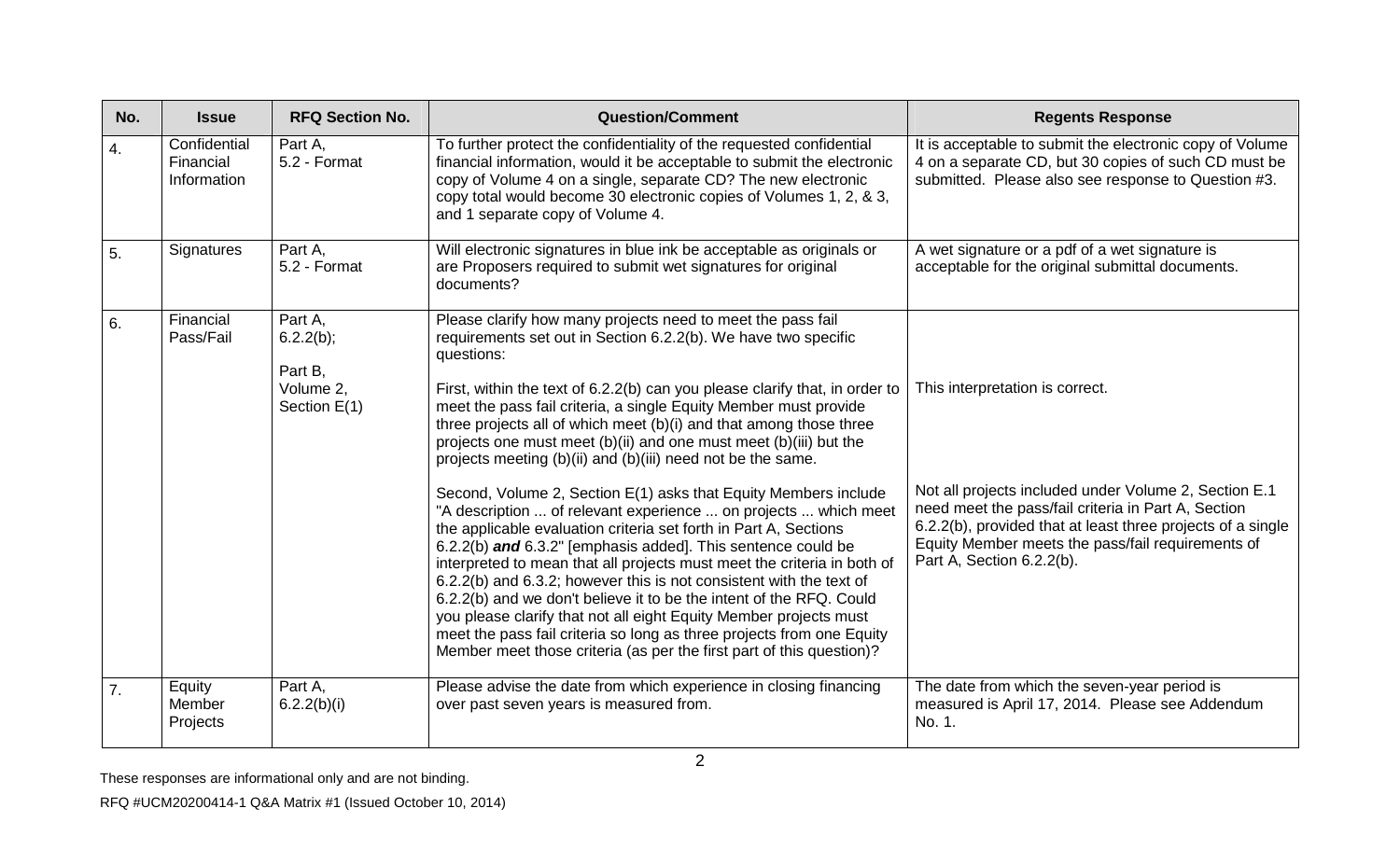| No. | Issue | RFQ Section No. | Question/Comment | Regents Response |
|---|---|---|---|---|
| 4. | Confidential Financial Information | Part A, 5.2 - Format | To further protect the confidentiality of the requested confidential financial information, would it be acceptable to submit the electronic copy of Volume 4 on a single, separate CD? The new electronic copy total would become 30 electronic copies of Volumes 1, 2, & 3, and 1 separate copy of Volume 4. | It is acceptable to submit the electronic copy of Volume 4 on a separate CD, but 30 copies of such CD must be submitted. Please also see response to Question #3. |
| 5. | Signatures | Part A, 5.2 - Format | Will electronic signatures in blue ink be acceptable as originals or are Proposers required to submit wet signatures for original documents? | A wet signature or a pdf of a wet signature is acceptable for the original submittal documents. |
| 6. | Financial Pass/Fail | Part A, 6.2.2(b); Part B, Volume 2, Section E(1) | Please clarify how many projects need to meet the pass fail requirements set out in Section 6.2.2(b). We have two specific questions:<br><br>First, within the text of 6.2.2(b) can you please clarify that, in order to meet the pass fail criteria, a single Equity Member must provide three projects all of which meet (b)(i) and that among those three projects one must meet (b)(ii) and one must meet (b)(iii) but the projects meeting (b)(ii) and (b)(iii) need not be the same.<br><br>Second, Volume 2, Section E(1) asks that Equity Members include "A description ... of relevant experience ... on projects ... which meet the applicable evaluation criteria set forth in Part A, Sections 6.2.2(b) ***and*** 6.3.2" [emphasis added]. This sentence could be interpreted to mean that all projects must meet the criteria in both of 6.2.2(b) and 6.3.2; however this is not consistent with the text of 6.2.2(b) and we don't believe it to be the intent of the RFQ. Could you please clarify that not all eight Equity Member projects must meet the pass fail criteria so long as three projects from one Equity Member meet those criteria (as per the first part of this question)? | This interpretation is correct.<br><br>Not all projects included under Volume 2, Section E.1 need meet the pass/fail criteria in Part A, Section 6.2.2(b), provided that at least three projects of a single Equity Member meets the pass/fail requirements of Part A, Section 6.2.2(b). |
| 7. | Equity Member Projects | Part A, 6.2.2(b)(i) | Please advise the date from which experience in closing financing over past seven years is measured from. | The date from which the seven-year period is measured is April 17, 2014. Please see Addendum No. 1. |

These responses are informational only and are not binding.

RFQ #UCM20200414-1 Q&A Matrix #1 (Issued October 10, 2014)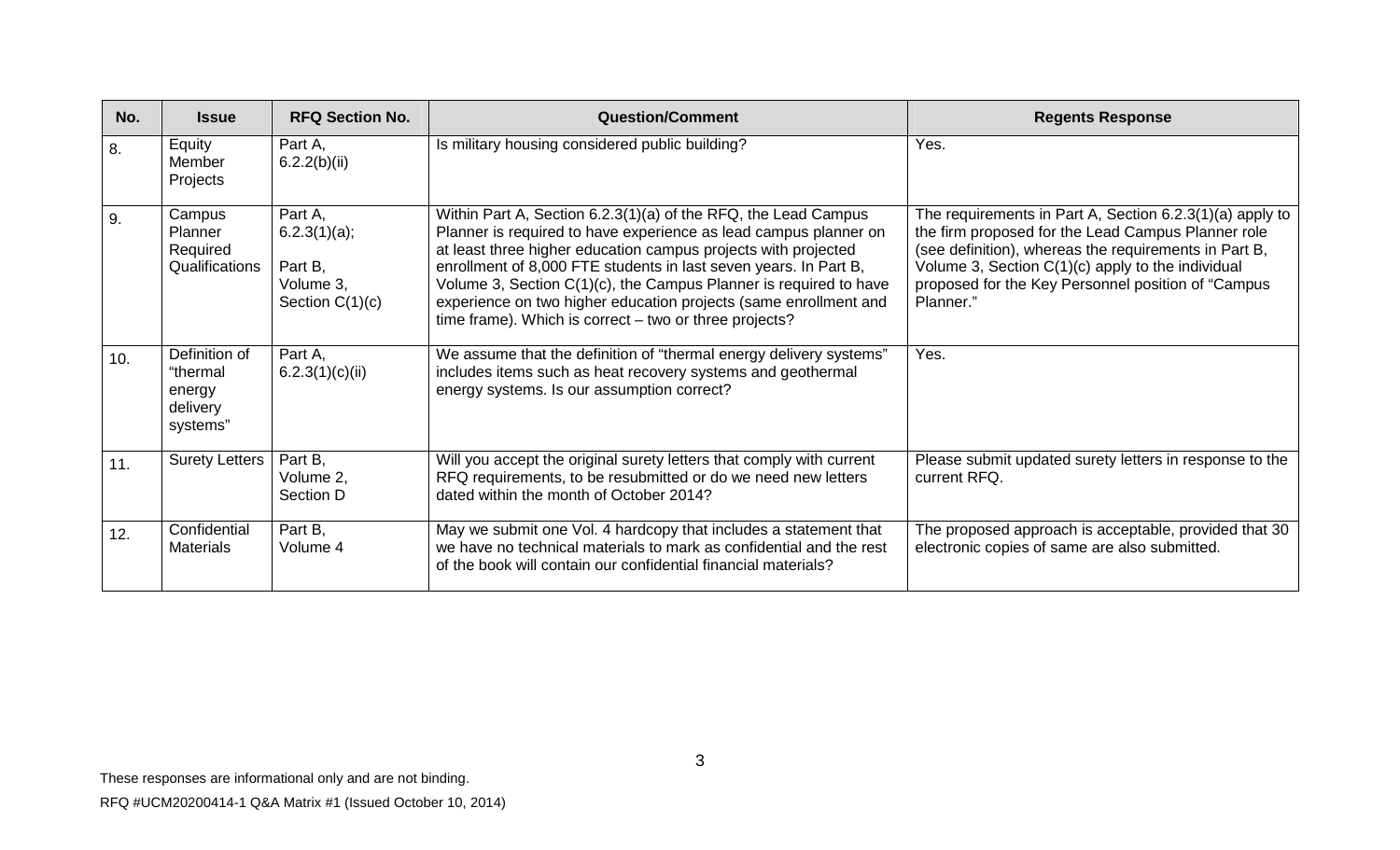| No. | Issue | RFQ Section No. | Question/Comment | Regents Response |
|---|---|---|---|---|
| 8. | Equity Member Projects | Part A, 6.2.2(b)(ii) | Is military housing considered public building? | Yes. |
| 9. | Campus Planner Required Qualifications | Part A, 6.2.3(1)(a); Part B, Volume 3, Section C(1)(c) | Within Part A, Section 6.2.3(1)(a) of the RFQ, the Lead Campus Planner is required to have experience as lead campus planner on at least three higher education campus projects with projected enrollment of 8,000 FTE students in last seven years. In Part B, Volume 3, Section C(1)(c), the Campus Planner is required to have experience on two higher education projects (same enrollment and time frame). Which is correct – two or three projects? | The requirements in Part A, Section 6.2.3(1)(a) apply to the firm proposed for the Lead Campus Planner role (see definition), whereas the requirements in Part B, Volume 3, Section C(1)(c) apply to the individual proposed for the Key Personnel position of "Campus Planner." |
| 10. | Definition of "thermal energy delivery systems" | Part A, 6.2.3(1)(c)(ii) | We assume that the definition of "thermal energy delivery systems" includes items such as heat recovery systems and geothermal energy systems. Is our assumption correct? | Yes. |
| 11. | Surety Letters | Part B, Volume 2, Section D | Will you accept the original surety letters that comply with current RFQ requirements, to be resubmitted or do we need new letters dated within the month of October 2014? | Please submit updated surety letters in response to the current RFQ. |
| 12. | Confidential Materials | Part B, Volume 4 | May we submit one Vol. 4 hardcopy that includes a statement that we have no technical materials to mark as confidential and the rest of the book will contain our confidential financial materials? | The proposed approach is acceptable, provided that 30 electronic copies of same are also submitted. |

These responses are informational only and are not binding.

RFQ #UCM20200414-1 Q&A Matrix #1 (Issued October 10, 2014)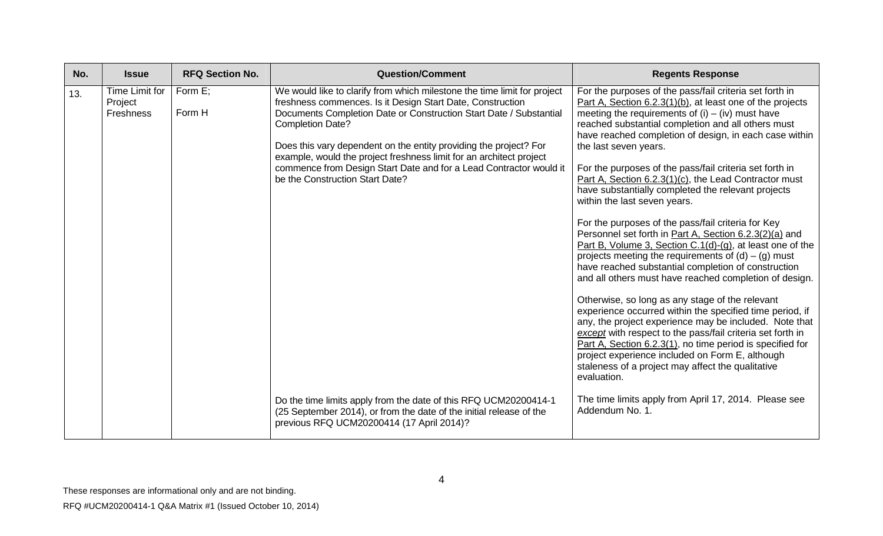| No. | Issue | RFQ Section No. | Question/Comment | Regents Response |
|---|---|---|---|---|
| 13. | Time Limit for Project Freshness | Form E;<br><br>Form H | We would like to clarify from which milestone the time limit for project freshness commences. Is it Design Start Date, Construction Documents Completion Date or Construction Start Date / Substantial Completion Date?<br><br>Does this vary dependent on the entity providing the project? For example, would the project freshness limit for an architect project commence from Design Start Date and for a Lead Contractor would it be the Construction Start Date? | For the purposes of the pass/fail criteria set forth in Part A, Section 6.2.3(1)(b), at least one of the projects meeting the requirements of (i) – (iv) must have reached substantial completion and all others must have reached completion of design, in each case within the last seven years.<br><br>For the purposes of the pass/fail criteria set forth in Part A, Section 6.2.3(1)(c), the Lead Contractor must have substantially completed the relevant projects within the last seven years.<br><br>For the purposes of the pass/fail criteria for Key Personnel set forth in Part A, Section 6.2.3(2)(a) and Part B, Volume 3, Section C.1(d)-(g), at least one of the projects meeting the requirements of (d) – (g) must have reached substantial completion of construction and all others must have reached completion of design.<br><br>Otherwise, so long as any stage of the relevant experience occurred within the specified time period, if any, the project experience may be included. Note that *except* with respect to the pass/fail criteria set forth in Part A, Section 6.2.3(1), no time period is specified for project experience included on Form E, although staleness of a project may affect the qualitative evaluation. |
| | | | Do the time limits apply from the date of this RFQ UCM20200414-1 (25 September 2014), or from the date of the initial release of the previous RFQ UCM20200414 (17 April 2014)? | The time limits apply from April 17, 2014. Please see Addendum No. 1. |

These responses are informational only and are not binding.

RFQ #UCM20200414-1 Q&A Matrix #1 (Issued October 10, 2014)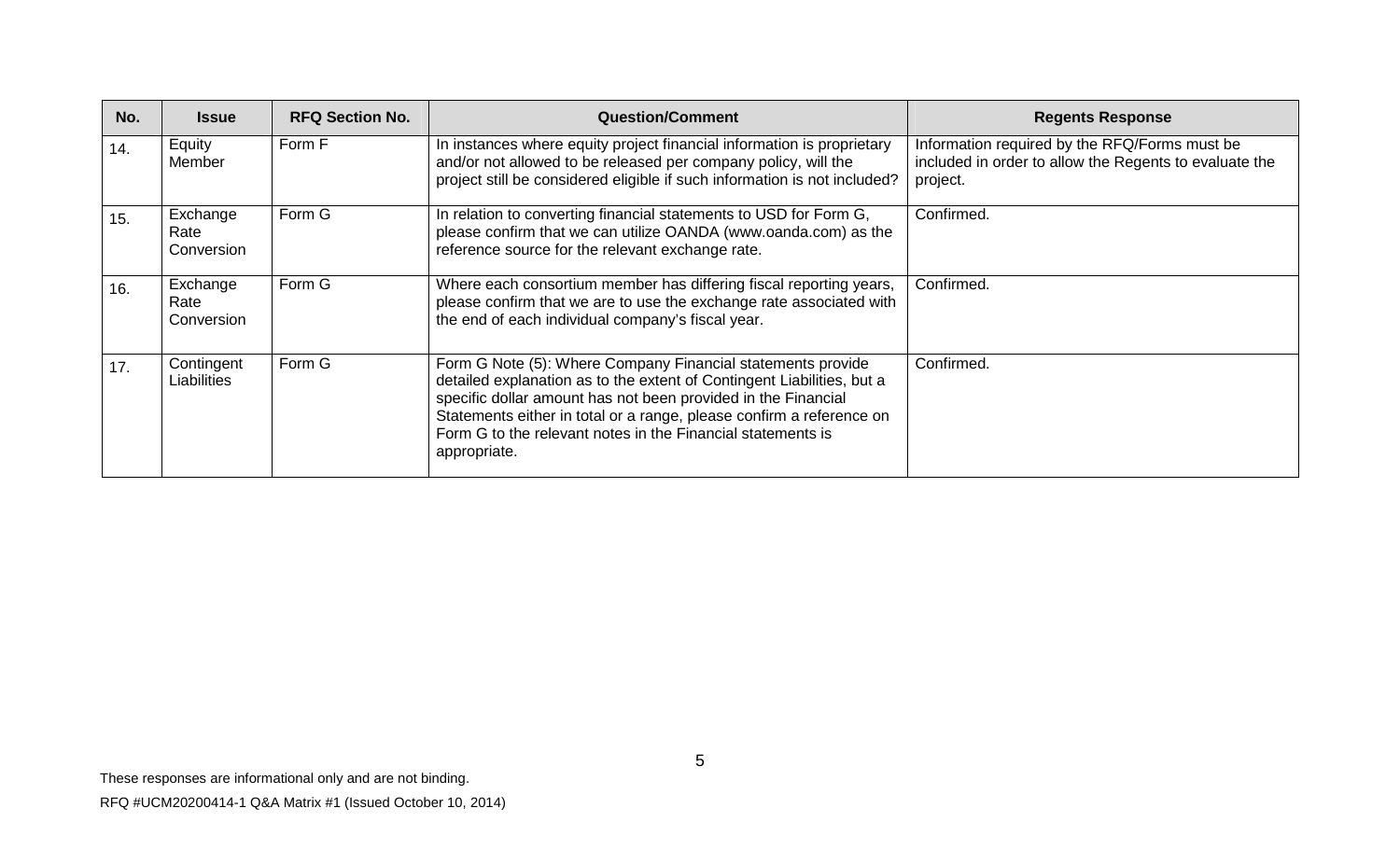| No. | Issue | RFQ Section No. | Question/Comment | Regents Response |
|---|---|---|---|---|
| 14. | Equity Member | Form F | In instances where equity project financial information is proprietary and/or not allowed to be released per company policy, will the project still be considered eligible if such information is not included? | Information required by the RFQ/Forms must be included in order to allow the Regents to evaluate the project. |
| 15. | Exchange Rate Conversion | Form G | In relation to converting financial statements to USD for Form G, please confirm that we can utilize OANDA (www.oanda.com) as the reference source for the relevant exchange rate. | Confirmed. |
| 16. | Exchange Rate Conversion | Form G | Where each consortium member has differing fiscal reporting years, please confirm that we are to use the exchange rate associated with the end of each individual company's fiscal year. | Confirmed. |
| 17. | Contingent Liabilities | Form G | Form G Note (5): Where Company Financial statements provide detailed explanation as to the extent of Contingent Liabilities, but a specific dollar amount has not been provided in the Financial Statements either in total or a range, please confirm a reference on Form G to the relevant notes in the Financial statements is appropriate. | Confirmed. |

These responses are informational only and are not binding.

RFQ #UCM20200414-1 Q&A Matrix #1 (Issued October 10, 2014)